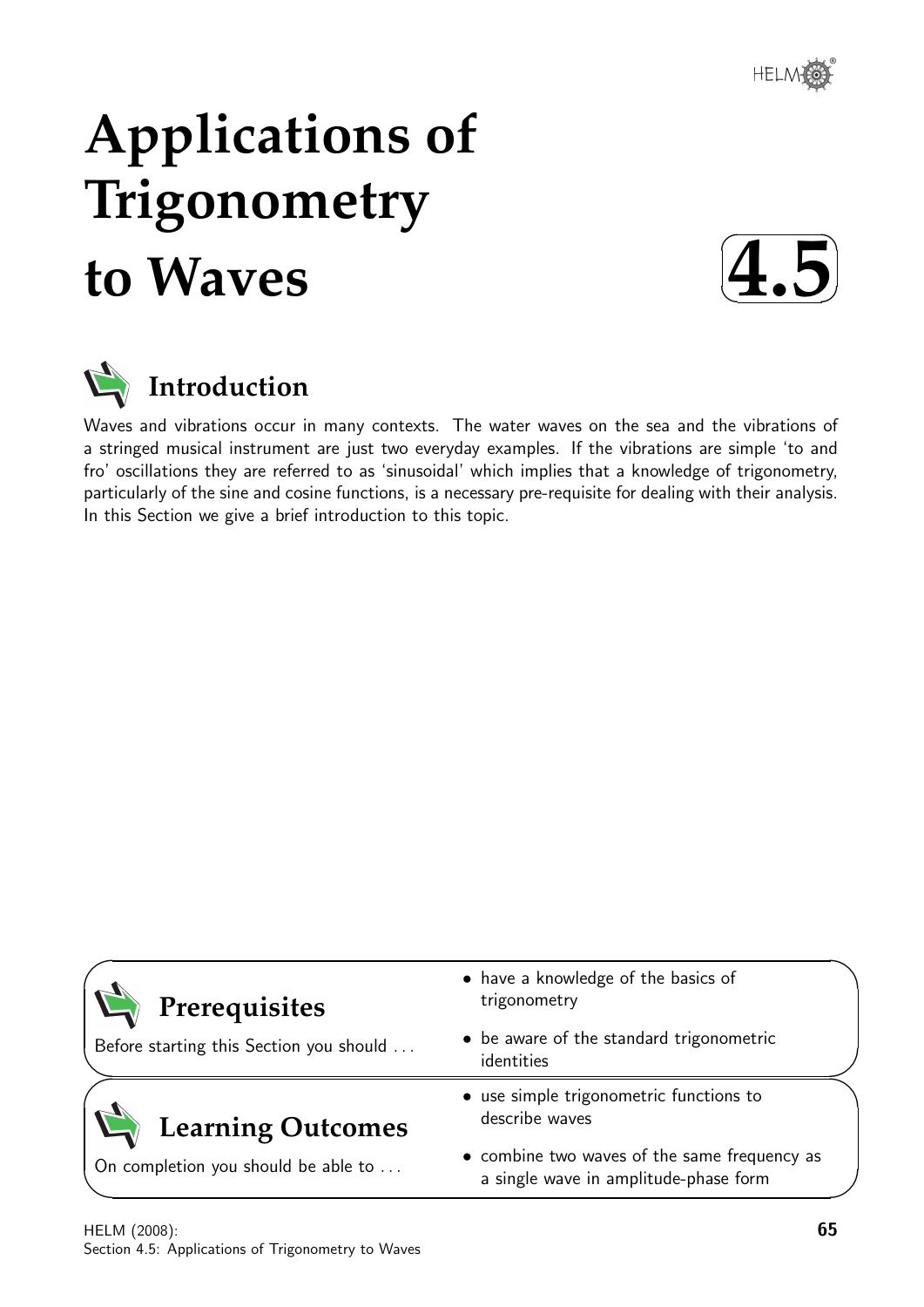# Applications of Trigonometry to Waves

**4.5**

## Introduction

Waves and vibrations occur in many contexts. The water waves on the sea and the vibrations of a stringed musical instrument are just two everyday examples. If the vibrations are simple 'to and fro' oscillations they are referred to as 'sinusoidal' which implies that a knowledge of trigonometry, particularly of the sine and cosine functions, is a necessary pre-requisite for dealing with their analysis. In this Section we give a brief introduction to this topic.

## Prerequisites

Before starting this Section you should . . .

- have a knowledge of the basics of trigonometry
- be aware of the standard trigonometric identities

## Learning Outcomes

On completion you should be able to . . .

- use simple trigonometric functions to describe waves
- combine two waves of the same frequency as a single wave in amplitude-phase form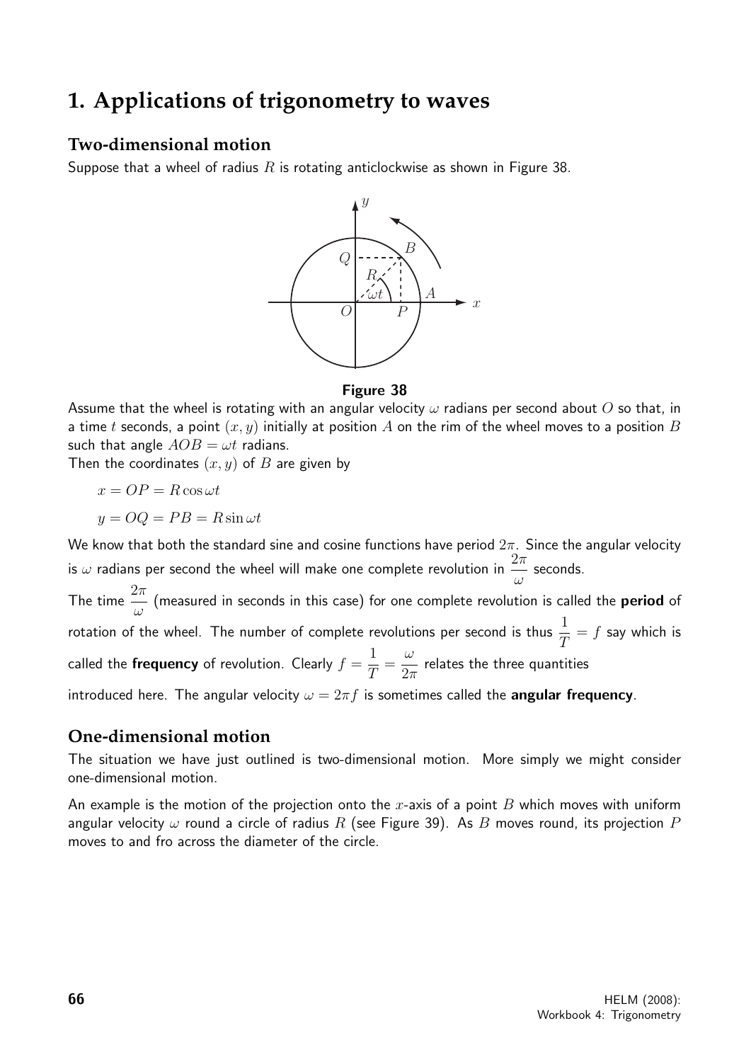# 1. Applications of trigonometry to waves

## Two-dimensional motion

Suppose that a wheel of radius $R$ is rotating anticlockwise as shown in Figure 38.

**Figure 38**

Assume that the wheel is rotating with an angular velocity $\omega$ radians per second about $O$ so that, in a time $t$ seconds, a point $(x, y)$ initially at position $A$ on the rim of the wheel moves to a position $B$ such that angle $AOB = \omega t$ radians.

Then the coordinates $(x, y)$ of $B$ are given by

$$x = OP = R\cos\omega t$$

$$y = OQ = PB = R\sin\omega t$$

We know that both the standard sine and cosine functions have period $2\pi$. Since the angular velocity is $\omega$ radians per second the wheel will make one complete revolution in $\dfrac{2\pi}{\omega}$ seconds.

The time $\dfrac{2\pi}{\omega}$ (measured in seconds in this case) for one complete revolution is called the **period** of rotation of the wheel. The number of complete revolutions per second is thus $\dfrac{1}{T} = f$ say which is called the **frequency** of revolution. Clearly $f = \dfrac{1}{T} = \dfrac{\omega}{2\pi}$ relates the three quantities introduced here. The angular velocity $\omega = 2\pi f$ is sometimes called the **angular frequency**.

## One-dimensional motion

The situation we have just outlined is two-dimensional motion. More simply we might consider one-dimensional motion.

An example is the motion of the projection onto the $x$-axis of a point $B$ which moves with uniform angular velocity $\omega$ round a circle of radius $R$ (see Figure 39). As $B$ moves round, its projection $P$ moves to and fro across the diameter of the circle.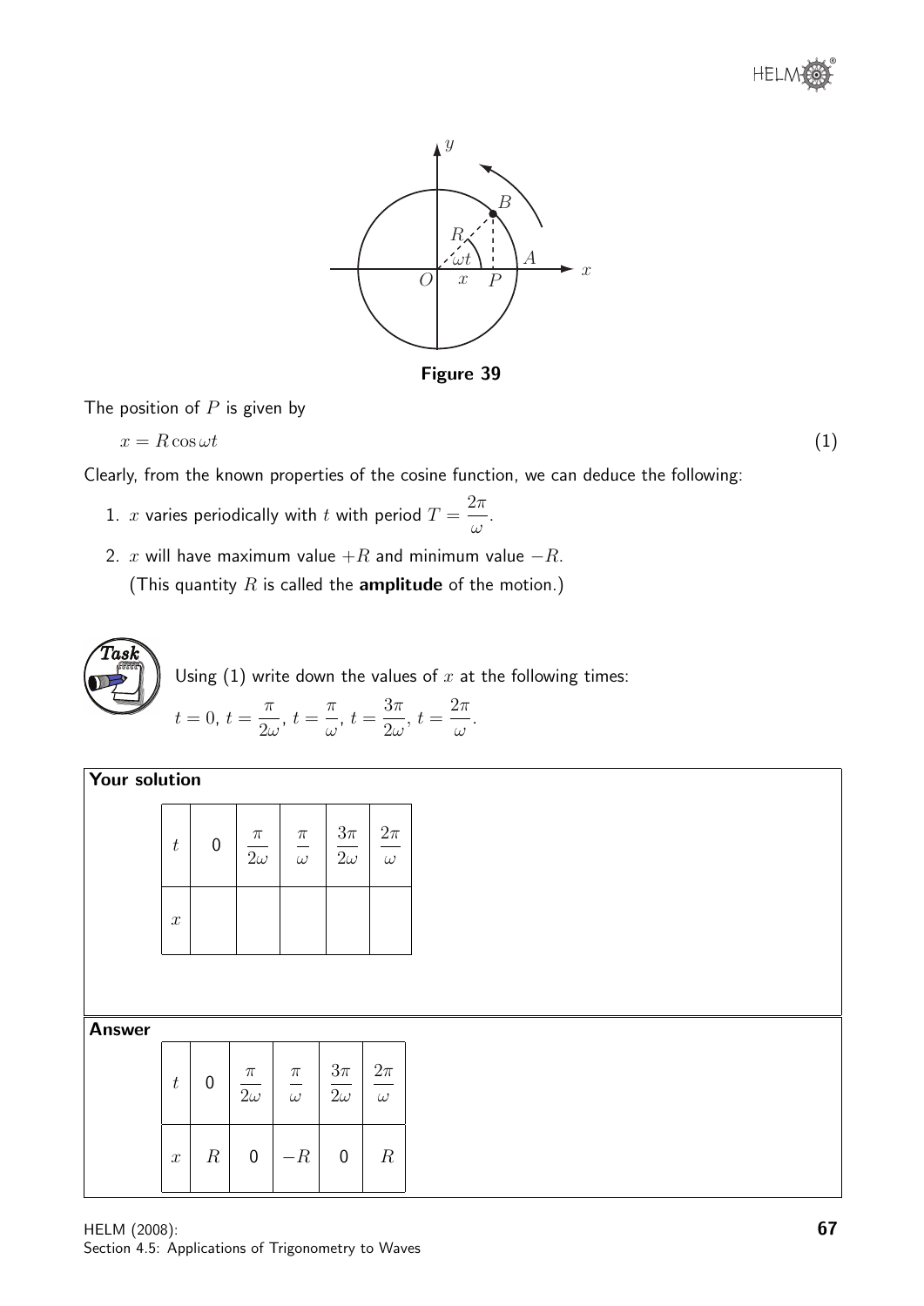Figure 39

The position of $P$ is given by

$$x = R\cos\omega t \qquad (1)$$

Clearly, from the known properties of the cosine function, we can deduce the following:

1. $x$ varies periodically with $t$ with period $T = \dfrac{2\pi}{\omega}$.
2. $x$ will have maximum value $+R$ and minimum value $-R$.
   (This quantity $R$ is called the **amplitude** of the motion.)

**Task**

Using (1) write down the values of $x$ at the following times:

$t = 0$, $t = \dfrac{\pi}{2\omega}$, $t = \dfrac{\pi}{\omega}$, $t = \dfrac{3\pi}{2\omega}$, $t = \dfrac{2\pi}{\omega}$.

**Your solution**

| $t$ | 0 | $\frac{\pi}{2\omega}$ | $\frac{\pi}{\omega}$ | $\frac{3\pi}{2\omega}$ | $\frac{2\pi}{\omega}$ |
|---|---|---|---|---|---|
| $x$ | | | | | |

**Answer**

| $t$ | 0 | $\frac{\pi}{2\omega}$ | $\frac{\pi}{\omega}$ | $\frac{3\pi}{2\omega}$ | $\frac{2\pi}{\omega}$ |
|---|---|---|---|---|---|
| $x$ | $R$ | 0 | $-R$ | 0 | $R$ |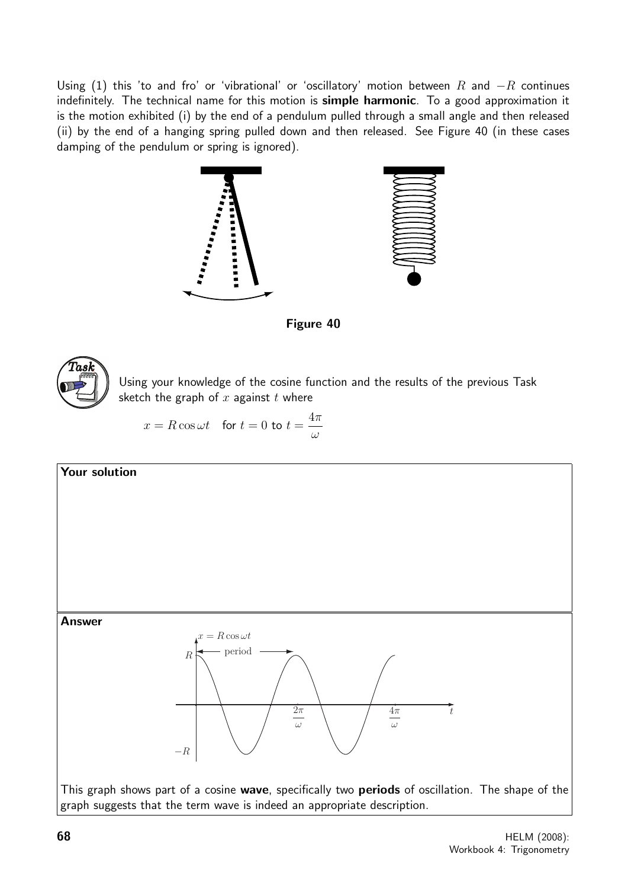Using (1) this 'to and fro' or 'vibrational' or 'oscillatory' motion between $R$ and $-R$ continues indefinitely. The technical name for this motion is **simple harmonic**. To a good approximation it is the motion exhibited (i) by the end of a pendulum pulled through a small angle and then released (ii) by the end of a hanging spring pulled down and then released. See Figure 40 (in these cases damping of the pendulum or spring is ignored).

**Figure 40**

**Task**

Using your knowledge of the cosine function and the results of the previous Task sketch the graph of $x$ against $t$ where

$$x = R\cos\omega t \quad \text{for } t = 0 \text{ to } t = \frac{4\pi}{\omega}$$

**Your solution**

**Answer**

This graph shows part of a cosine **wave**, specifically two **periods** of oscillation. The shape of the graph suggests that the term wave is indeed an appropriate description.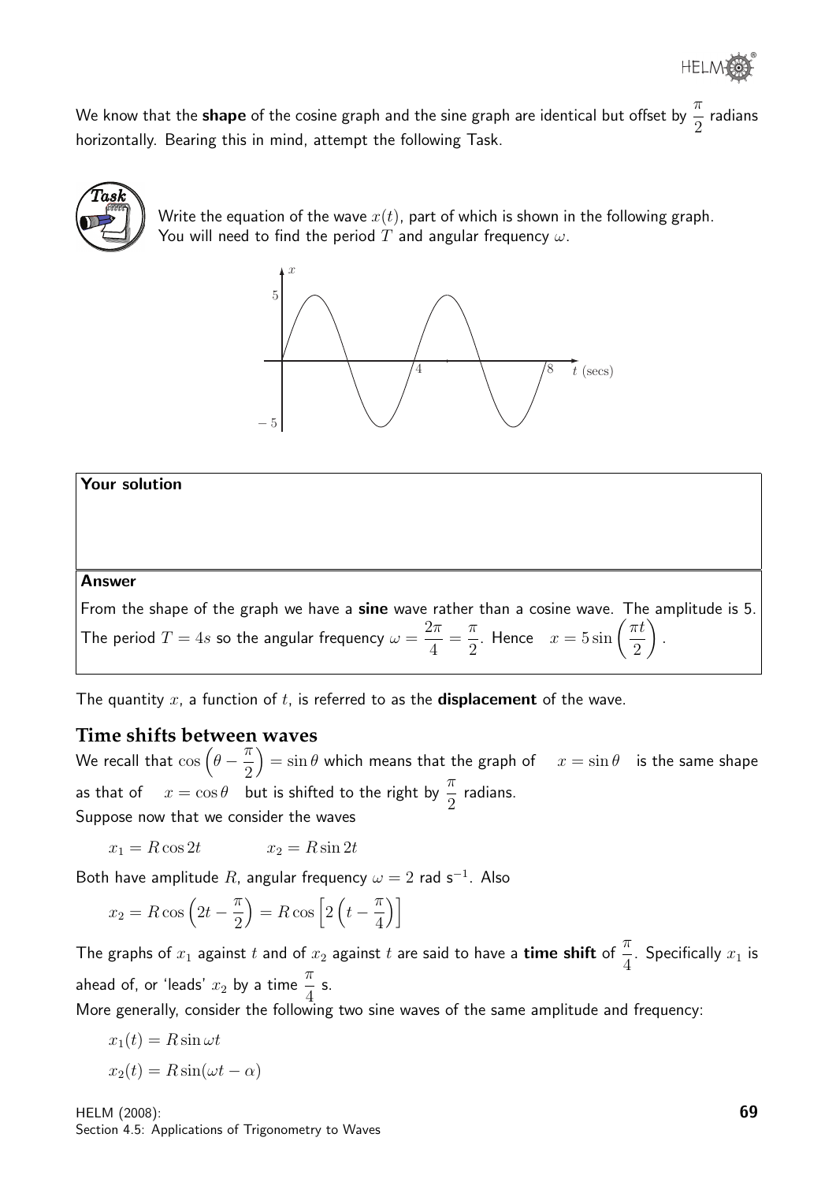We know that the **shape** of the cosine graph and the sine graph are identical but offset by $\frac{\pi}{2}$ radians horizontally. Bearing this in mind, attempt the following Task.

**Task**

Write the equation of the wave $x(t)$, part of which is shown in the following graph. You will need to find the period $T$ and angular frequency $\omega$.

**Your solution**

**Answer**

From the shape of the graph we have a **sine** wave rather than a cosine wave. The amplitude is 5. The period $T = 4s$ so the angular frequency $\omega = \frac{2\pi}{4} = \frac{\pi}{2}$. Hence $x = 5\sin\left(\frac{\pi t}{2}\right)$.

The quantity $x$, a function of $t$, is referred to as the **displacement** of the wave.

## Time shifts between waves

We recall that $\cos\left(\theta - \frac{\pi}{2}\right) = \sin\theta$ which means that the graph of $x = \sin\theta$ is the same shape as that of $x = \cos\theta$ but is shifted to the right by $\frac{\pi}{2}$ radians.

Suppose now that we consider the waves

$$x_1 = R\cos 2t \qquad x_2 = R\sin 2t$$

Both have amplitude $R$, angular frequency $\omega = 2$ rad s$^{-1}$. Also

$$x_2 = R\cos\left(2t - \frac{\pi}{2}\right) = R\cos\left[2\left(t - \frac{\pi}{4}\right)\right]$$

The graphs of $x_1$ against $t$ and of $x_2$ against $t$ are said to have a **time shift** of $\frac{\pi}{4}$. Specifically $x_1$ is ahead of, or 'leads' $x_2$ by a time $\frac{\pi}{4}$ s.

More generally, consider the following two sine waves of the same amplitude and frequency:

$$x_1(t) = R\sin\omega t$$

$$x_2(t) = R\sin(\omega t - \alpha)$$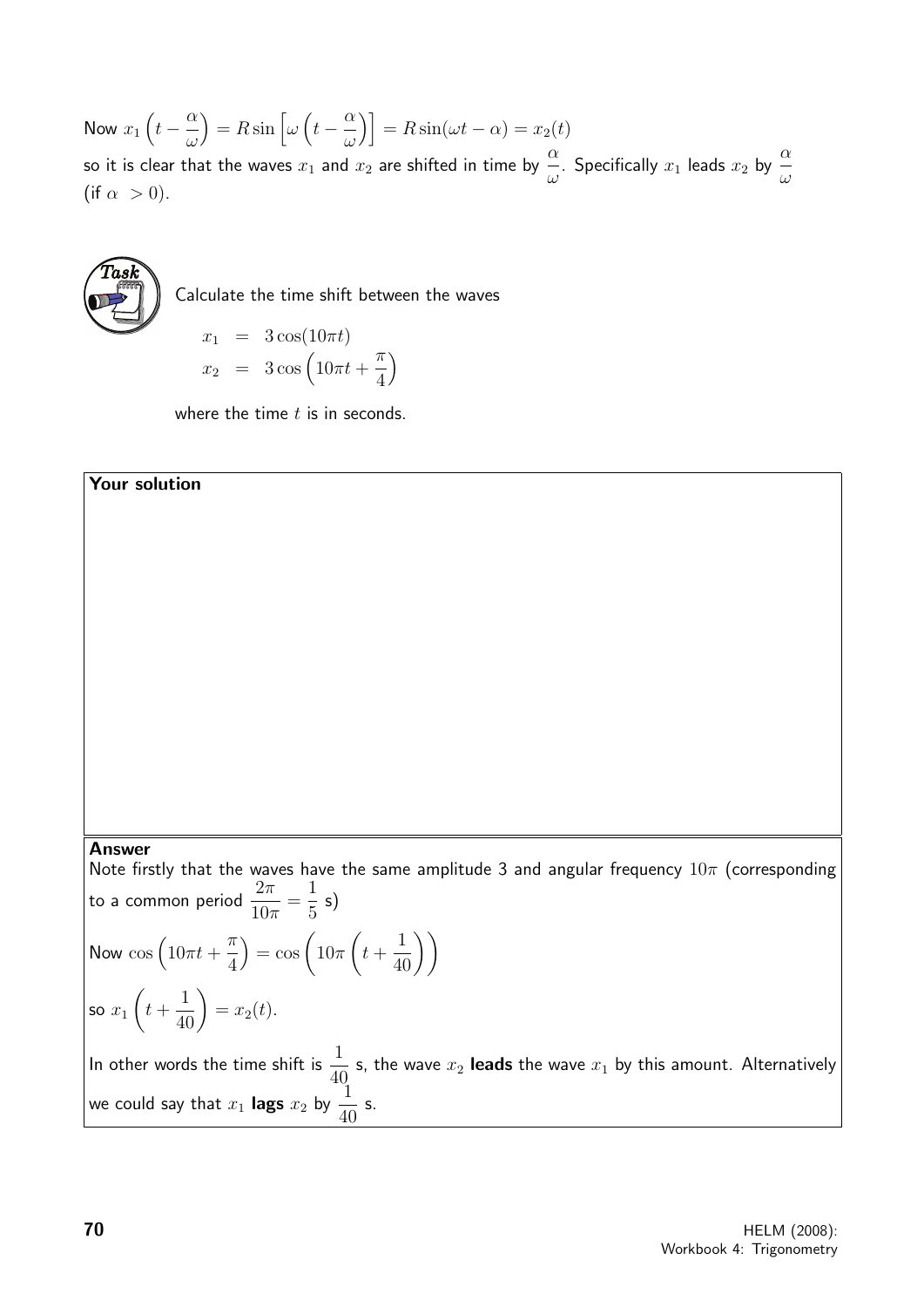Now $x_1\left(t - \dfrac{\alpha}{\omega}\right) = R\sin\left[\omega\left(t - \dfrac{\alpha}{\omega}\right)\right] = R\sin(\omega t - \alpha) = x_2(t)$

so it is clear that the waves $x_1$ and $x_2$ are shifted in time by $\dfrac{\alpha}{\omega}$. Specifically $x_1$ leads $x_2$ by $\dfrac{\alpha}{\omega}$ (if $\alpha > 0$).

**Task**

Calculate the time shift between the waves

$$
\begin{aligned}
x_1 &= 3\cos(10\pi t) \\
x_2 &= 3\cos\left(10\pi t + \frac{\pi}{4}\right)
\end{aligned}
$$

where the time $t$ is in seconds.

**Your solution**

**Answer**

Note firstly that the waves have the same amplitude 3 and angular frequency $10\pi$ (corresponding to a common period $\dfrac{2\pi}{10\pi} = \dfrac{1}{5}$ s)

Now $\cos\left(10\pi t + \dfrac{\pi}{4}\right) = \cos\left(10\pi\left(t + \dfrac{1}{40}\right)\right)$

so $x_1\left(t + \dfrac{1}{40}\right) = x_2(t)$.

In other words the time shift is $\dfrac{1}{40}$ s, the wave $x_2$ **leads** the wave $x_1$ by this amount. Alternatively we could say that $x_1$ **lags** $x_2$ by $\dfrac{1}{40}$ s.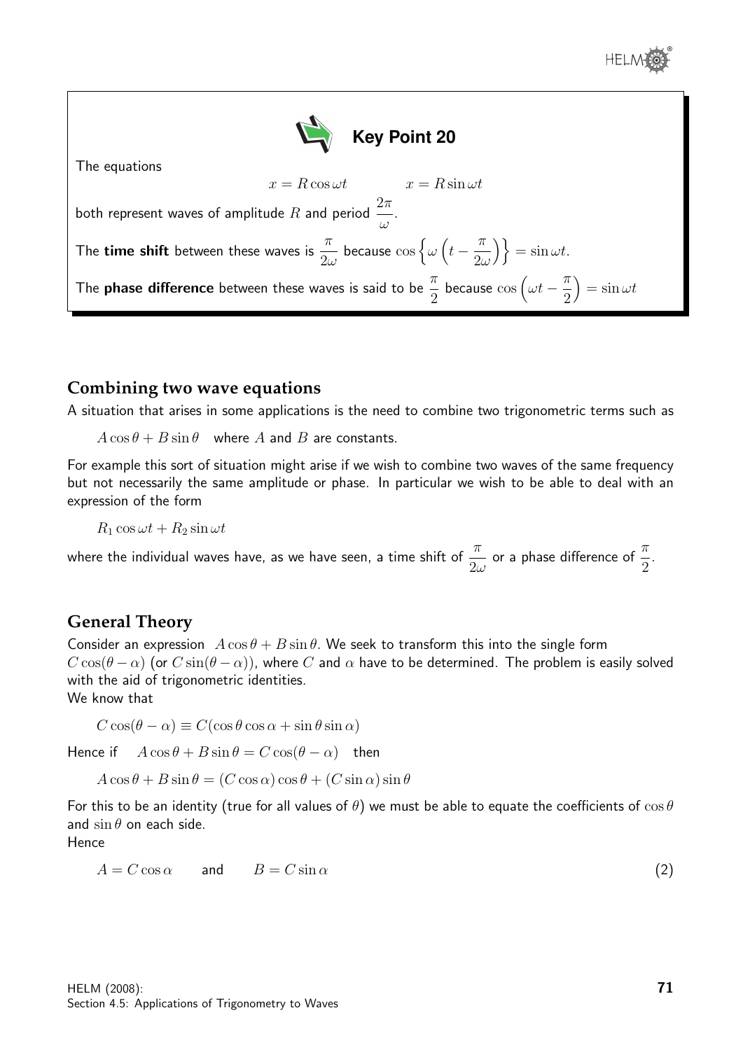**Key Point 20**

The equations

$$x = R\cos\omega t \qquad\qquad x = R\sin\omega t$$

both represent waves of amplitude $R$ and period $\dfrac{2\pi}{\omega}$.

The **time shift** between these waves is $\dfrac{\pi}{2\omega}$ because $\cos\left\{\omega\left(t - \dfrac{\pi}{2\omega}\right)\right\} = \sin\omega t$.

The **phase difference** between these waves is said to be $\dfrac{\pi}{2}$ because $\cos\left(\omega t - \dfrac{\pi}{2}\right) = \sin\omega t$

## Combining two wave equations

A situation that arises in some applications is the need to combine two trigonometric terms such as

$A\cos\theta + B\sin\theta$ where $A$ and $B$ are constants.

For example this sort of situation might arise if we wish to combine two waves of the same frequency but not necessarily the same amplitude or phase. In particular we wish to be able to deal with an expression of the form

$R_1\cos\omega t + R_2\sin\omega t$

where the individual waves have, as we have seen, a time shift of $\dfrac{\pi}{2\omega}$ or a phase difference of $\dfrac{\pi}{2}$.

## General Theory

Consider an expression $A\cos\theta + B\sin\theta$. We seek to transform this into the single form $C\cos(\theta - \alpha)$ (or $C\sin(\theta - \alpha)$), where $C$ and $\alpha$ have to be determined. The problem is easily solved with the aid of trigonometric identities.

We know that

$$C\cos(\theta - \alpha) \equiv C(\cos\theta\cos\alpha + \sin\theta\sin\alpha)$$

Hence if $\quad A\cos\theta + B\sin\theta = C\cos(\theta - \alpha)\quad$ then

$$A\cos\theta + B\sin\theta = (C\cos\alpha)\cos\theta + (C\sin\alpha)\sin\theta$$

For this to be an identity (true for all values of $\theta$) we must be able to equate the coefficients of $\cos\theta$ and $\sin\theta$ on each side.

Hence

$$A = C\cos\alpha \qquad \text{and} \qquad B = C\sin\alpha \tag{2}$$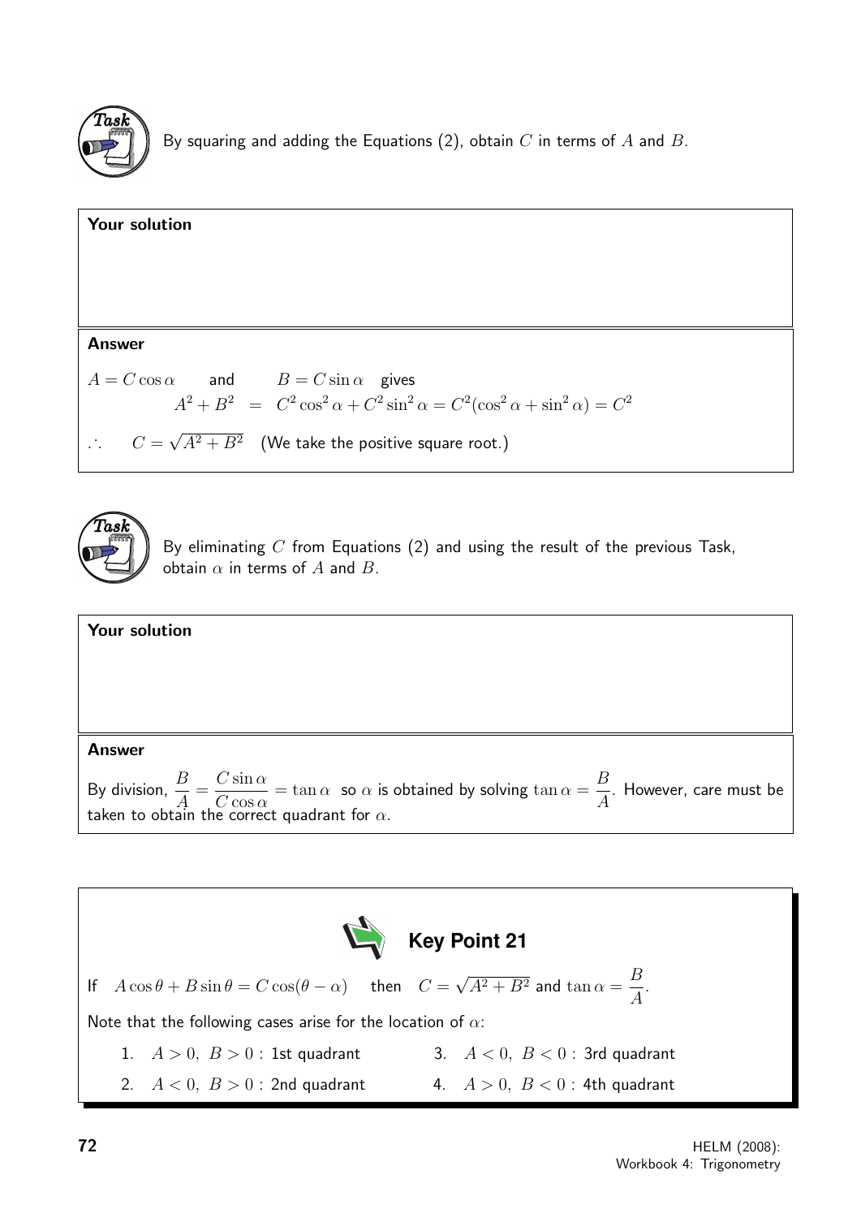**Task**

By squaring and adding the Equations (2), obtain $C$ in terms of $A$ and $B$.

**Your solution**

**Answer**

$A = C\cos\alpha$ and $B = C\sin\alpha$ gives

$$A^2 + B^2 = C^2\cos^2\alpha + C^2\sin^2\alpha = C^2(\cos^2\alpha + \sin^2\alpha) = C^2$$

$\therefore \quad C = \sqrt{A^2 + B^2}$ (We take the positive square root.)

**Task**

By eliminating $C$ from Equations (2) and using the result of the previous Task, obtain $\alpha$ in terms of $A$ and $B$.

**Your solution**

**Answer**

By division, $\dfrac{B}{A} = \dfrac{C\sin\alpha}{C\cos\alpha} = \tan\alpha$ so $\alpha$ is obtained by solving $\tan\alpha = \dfrac{B}{A}$. However, care must be taken to obtain the correct quadrant for $\alpha$.

**Key Point 21**

If $A\cos\theta + B\sin\theta = C\cos(\theta - \alpha)$ then $C = \sqrt{A^2 + B^2}$ and $\tan\alpha = \dfrac{B}{A}$.

Note that the following cases arise for the location of $\alpha$:

1. $A > 0,\ B > 0$ : 1st quadrant
2. $A < 0,\ B > 0$ : 2nd quadrant
3. $A < 0,\ B < 0$ : 3rd quadrant
4. $A > 0,\ B < 0$ : 4th quadrant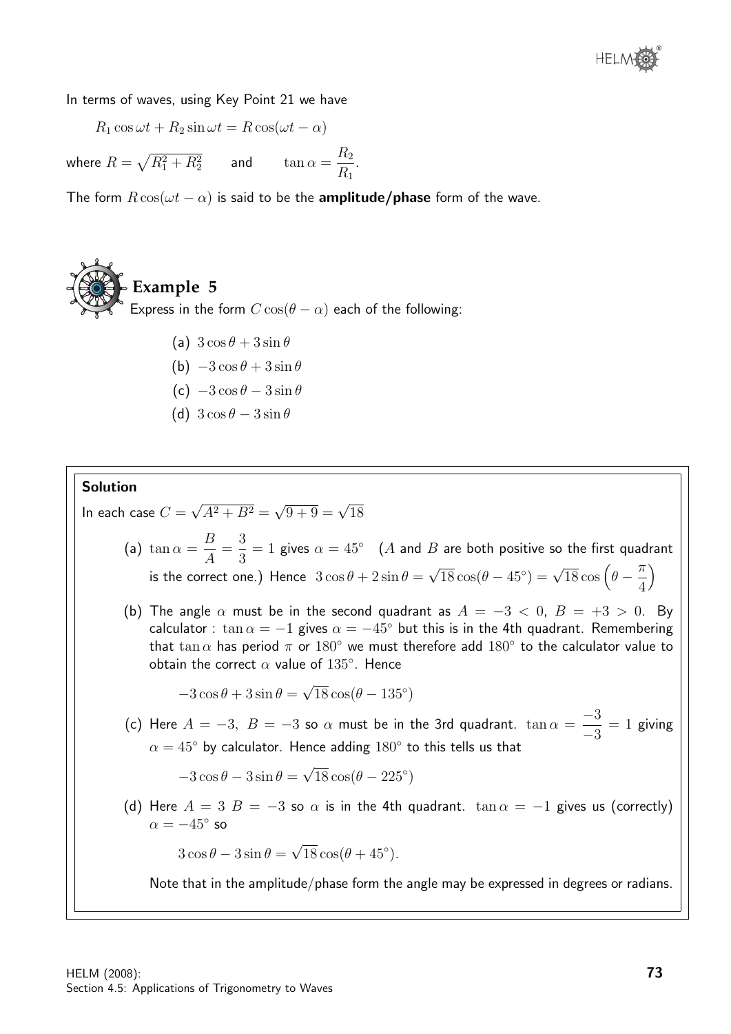In terms of waves, using Key Point 21 we have

$$R_1 \cos \omega t + R_2 \sin \omega t = R \cos(\omega t - \alpha)$$

where $R = \sqrt{R_1^2 + R_2^2}$ and $\tan \alpha = \dfrac{R_2}{R_1}$.

The form $R\cos(\omega t - \alpha)$ is said to be the **amplitude/phase** form of the wave.

## Example 5

Express in the form $C\cos(\theta - \alpha)$ each of the following:

(a) $3\cos\theta + 3\sin\theta$

(b) $-3\cos\theta + 3\sin\theta$

(c) $-3\cos\theta - 3\sin\theta$

(d) $3\cos\theta - 3\sin\theta$

### Solution

In each case $C = \sqrt{A^2 + B^2} = \sqrt{9+9} = \sqrt{18}$

(a) $\tan\alpha = \dfrac{B}{A} = \dfrac{3}{3} = 1$ gives $\alpha = 45^\circ$ ($A$ and $B$ are both positive so the first quadrant is the correct one.) Hence $3\cos\theta + 2\sin\theta = \sqrt{18}\cos(\theta - 45^\circ) = \sqrt{18}\cos\left(\theta - \dfrac{\pi}{4}\right)$

(b) The angle $\alpha$ must be in the second quadrant as $A = -3 < 0,\ B = +3 > 0$. By calculator : $\tan\alpha = -1$ gives $\alpha = -45^\circ$ but this is in the 4th quadrant. Remembering that $\tan\alpha$ has period $\pi$ or $180^\circ$ we must therefore add $180^\circ$ to the calculator value to obtain the correct $\alpha$ value of $135^\circ$. Hence

$$-3\cos\theta + 3\sin\theta = \sqrt{18}\cos(\theta - 135^\circ)$$

(c) Here $A = -3,\ B = -3$ so $\alpha$ must be in the 3rd quadrant. $\tan\alpha = \dfrac{-3}{-3} = 1$ giving $\alpha = 45^\circ$ by calculator. Hence adding $180^\circ$ to this tells us that

$$-3\cos\theta - 3\sin\theta = \sqrt{18}\cos(\theta - 225^\circ)$$

(d) Here $A = 3\ B = -3$ so $\alpha$ is in the 4th quadrant. $\tan\alpha = -1$ gives us (correctly) $\alpha = -45^\circ$ so

$$3\cos\theta - 3\sin\theta = \sqrt{18}\cos(\theta + 45^\circ).$$

Note that in the amplitude/phase form the angle may be expressed in degrees or radians.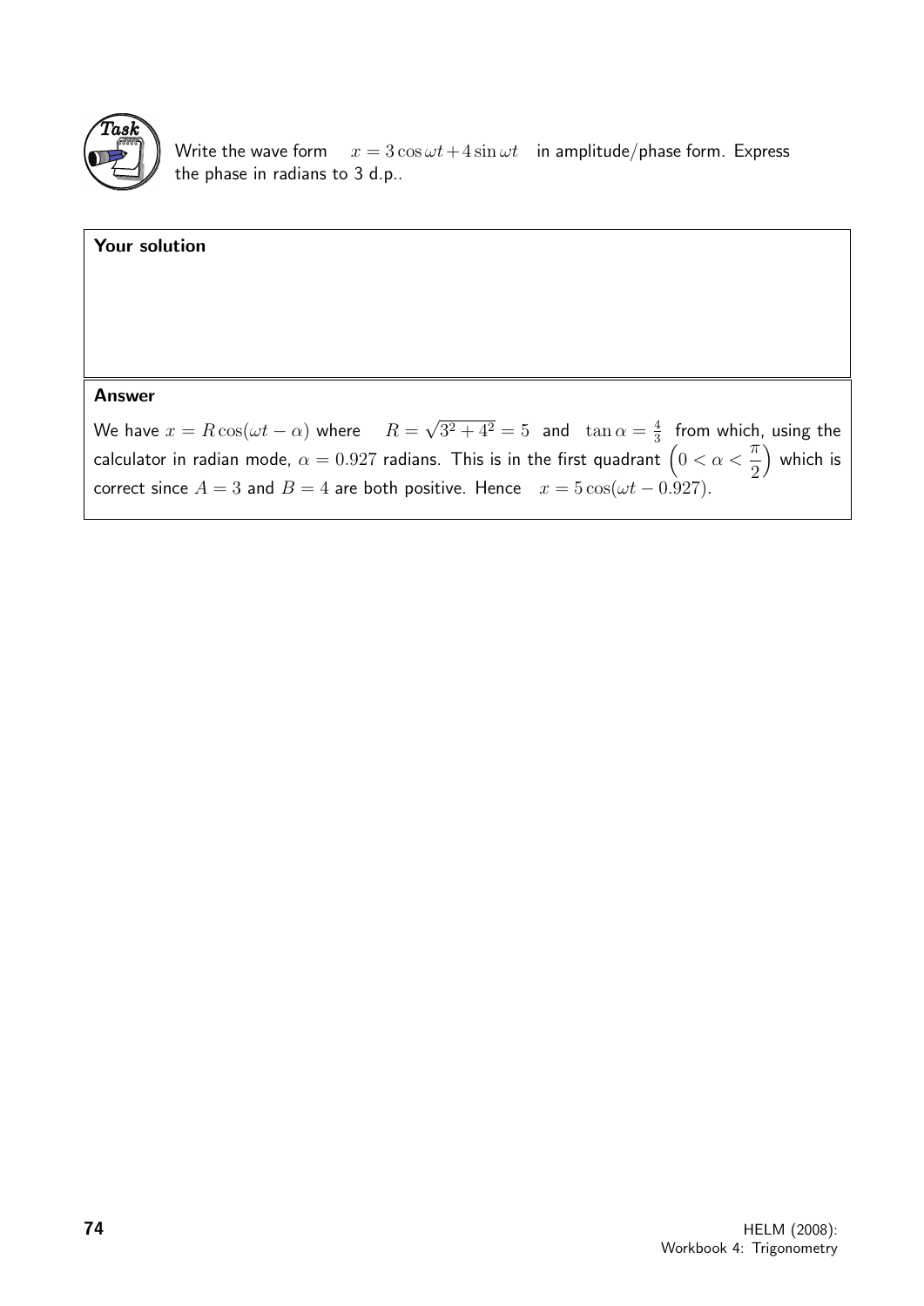**Task**

Write the wave form $x = 3\cos\omega t + 4\sin\omega t$ in amplitude/phase form. Express the phase in radians to 3 d.p..

**Your solution**

**Answer**

We have $x = R\cos(\omega t - \alpha)$ where $R = \sqrt{3^2 + 4^2} = 5$ and $\tan\alpha = \frac{4}{3}$ from which, using the calculator in radian mode, $\alpha = 0.927$ radians. This is in the first quadrant $\left(0 < \alpha < \dfrac{\pi}{2}\right)$ which is correct since $A = 3$ and $B = 4$ are both positive. Hence $x = 5\cos(\omega t - 0.927)$.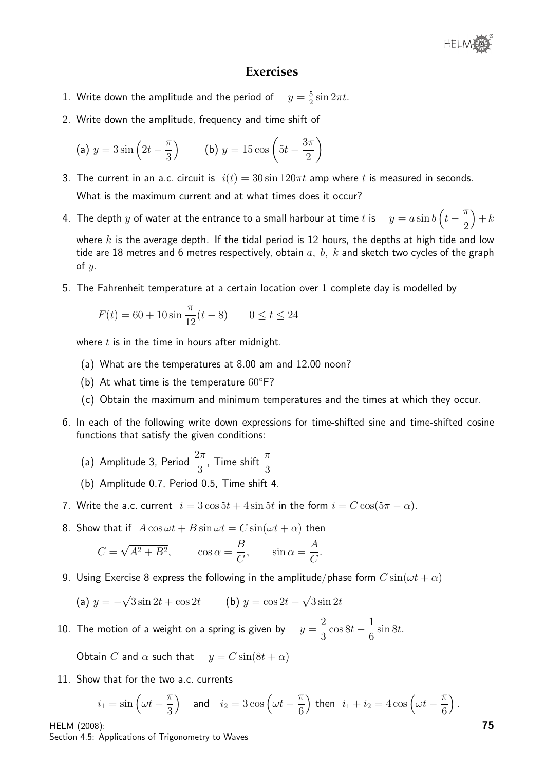## Exercises

1. Write down the amplitude and the period of $y = \frac{5}{2}\sin 2\pi t$.

2. Write down the amplitude, frequency and time shift of

   (a) $y = 3\sin\left(2t - \dfrac{\pi}{3}\right)$ (b) $y = 15\cos\left(5t - \dfrac{3\pi}{2}\right)$

3. The current in an a.c. circuit is $i(t) = 30\sin 120\pi t$ amp where $t$ is measured in seconds. What is the maximum current and at what times does it occur?

4. The depth $y$ of water at the entrance to a small harbour at time $t$ is $y = a\sin b\left(t - \dfrac{\pi}{2}\right) + k$ where $k$ is the average depth. If the tidal period is 12 hours, the depths at high tide and low tide are 18 metres and 6 metres respectively, obtain $a,\ b,\ k$ and sketch two cycles of the graph of $y$.

5. The Fahrenheit temperature at a certain location over 1 complete day is modelled by

   $$F(t) = 60 + 10\sin\frac{\pi}{12}(t - 8) \qquad 0 \leq t \leq 24$$

   where $t$ is in the time in hours after midnight.

   (a) What are the temperatures at 8.00 am and 12.00 noon?

   (b) At what time is the temperature $60^\circ$F?

   (c) Obtain the maximum and minimum temperatures and the times at which they occur.

6. In each of the following write down expressions for time-shifted sine and time-shifted cosine functions that satisfy the given conditions:

   (a) Amplitude 3, Period $\dfrac{2\pi}{3}$, Time shift $\dfrac{\pi}{3}$

   (b) Amplitude 0.7, Period 0.5, Time shift 4.

7. Write the a.c. current $i = 3\cos 5t + 4\sin 5t$ in the form $i = C\cos(5\pi - \alpha)$.

8. Show that if $A\cos\omega t + B\sin\omega t = C\sin(\omega t + \alpha)$ then

   $$C = \sqrt{A^2 + B^2}, \qquad \cos\alpha = \frac{B}{C}, \qquad \sin\alpha = \frac{A}{C}.$$

9. Using Exercise 8 express the following in the amplitude/phase form $C\sin(\omega t + \alpha)$

   (a) $y = -\sqrt{3}\sin 2t + \cos 2t$ (b) $y = \cos 2t + \sqrt{3}\sin 2t$

10. The motion of a weight on a spring is given by $y = \dfrac{2}{3}\cos 8t - \dfrac{1}{6}\sin 8t$.

    Obtain $C$ and $\alpha$ such that $y = C\sin(8t + \alpha)$

11. Show that for the two a.c. currents

    $$i_1 = \sin\left(\omega t + \frac{\pi}{3}\right) \quad \text{and} \quad i_2 = 3\cos\left(\omega t - \frac{\pi}{6}\right) \text{ then } \ i_1 + i_2 = 4\cos\left(\omega t - \frac{\pi}{6}\right).$$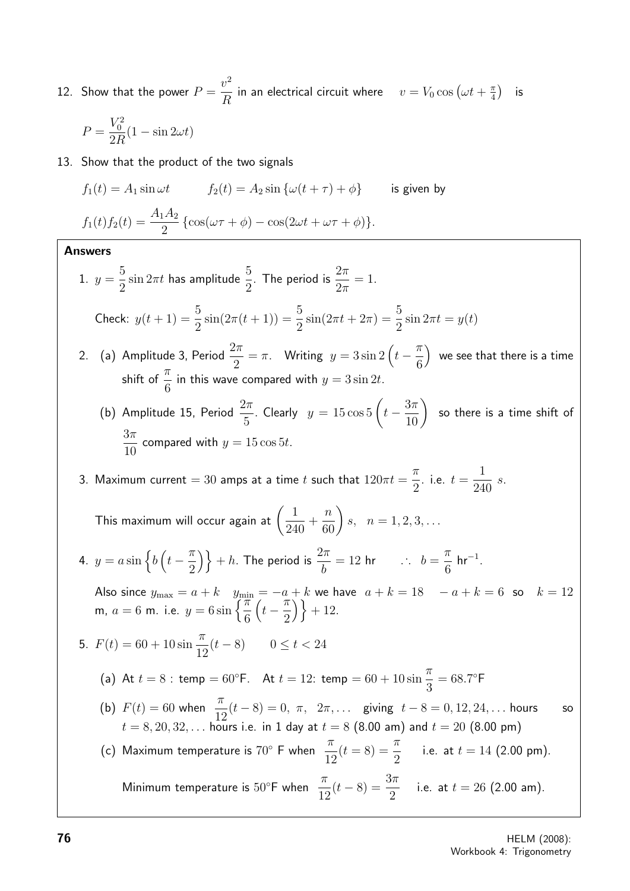12. Show that the power $P = \dfrac{v^2}{R}$ in an electrical circuit where $v = V_0 \cos\left(\omega t + \frac{\pi}{4}\right)$ is

$$P = \frac{V_0^2}{2R}(1 - \sin 2\omega t)$$

13. Show that the product of the two signals

$$f_1(t) = A_1 \sin \omega t \qquad f_2(t) = A_2 \sin\{\omega(t+\tau) + \phi\} \qquad \text{is given by}$$

$$f_1(t)f_2(t) = \frac{A_1A_2}{2}\{\cos(\omega\tau + \phi) - \cos(2\omega t + \omega\tau + \phi)\}.$$

**Answers**

1. $y = \dfrac{5}{2}\sin 2\pi t$ has amplitude $\dfrac{5}{2}$. The period is $\dfrac{2\pi}{2\pi} = 1$.

   Check: $y(t+1) = \dfrac{5}{2}\sin(2\pi(t+1)) = \dfrac{5}{2}\sin(2\pi t + 2\pi) = \dfrac{5}{2}\sin 2\pi t = y(t)$

2. (a) Amplitude 3, Period $\dfrac{2\pi}{2} = \pi$. Writing $y = 3\sin 2\left(t - \dfrac{\pi}{6}\right)$ we see that there is a time shift of $\dfrac{\pi}{6}$ in this wave compared with $y = 3\sin 2t$.

   (b) Amplitude 15, Period $\dfrac{2\pi}{5}$. Clearly $y = 15\cos 5\left(t - \dfrac{3\pi}{10}\right)$ so there is a time shift of $\dfrac{3\pi}{10}$ compared with $y = 15\cos 5t$.

3. Maximum current $= 30$ amps at a time $t$ such that $120\pi t = \dfrac{\pi}{2}$. i.e. $t = \dfrac{1}{240}\ s$.

   This maximum will occur again at $\left(\dfrac{1}{240} + \dfrac{n}{60}\right) s, \quad n = 1, 2, 3, \ldots$

4. $y = a\sin\left\{b\left(t - \dfrac{\pi}{2}\right)\right\} + h$. The period is $\dfrac{2\pi}{b} = 12$ hr $\quad \therefore \quad b = \dfrac{\pi}{6}$ hr$^{-1}$.

   Also since $y_{\max} = a + k \quad y_{\min} = -a + k$ we have $a + k = 18 \quad -a + k = 6$ so $k = 12$ m, $a = 6$ m. i.e. $y = 6\sin\left\{\dfrac{\pi}{6}\left(t - \dfrac{\pi}{2}\right)\right\} + 12$.

5. $F(t) = 60 + 10\sin\dfrac{\pi}{12}(t - 8) \qquad 0 \leq t < 24$

   (a) At $t = 8$ : temp $= 60°$F. At $t = 12$: temp $= 60 + 10\sin\dfrac{\pi}{3} = 68.7°$F

   (b) $F(t) = 60$ when $\dfrac{\pi}{12}(t - 8) = 0,\ \pi,\ 2\pi, \ldots$ giving $t - 8 = 0, 12, 24, \ldots$ hours so $t = 8, 20, 32, \ldots$ hours i.e. in 1 day at $t = 8$ (8.00 am) and $t = 20$ (8.00 pm)

   (c) Maximum temperature is $70°$ F when $\dfrac{\pi}{12}(t = 8) = \dfrac{\pi}{2}$ i.e. at $t = 14$ (2.00 pm).

   Minimum temperature is $50°$F when $\dfrac{\pi}{12}(t - 8) = \dfrac{3\pi}{2}$ i.e. at $t = 26$ (2.00 am).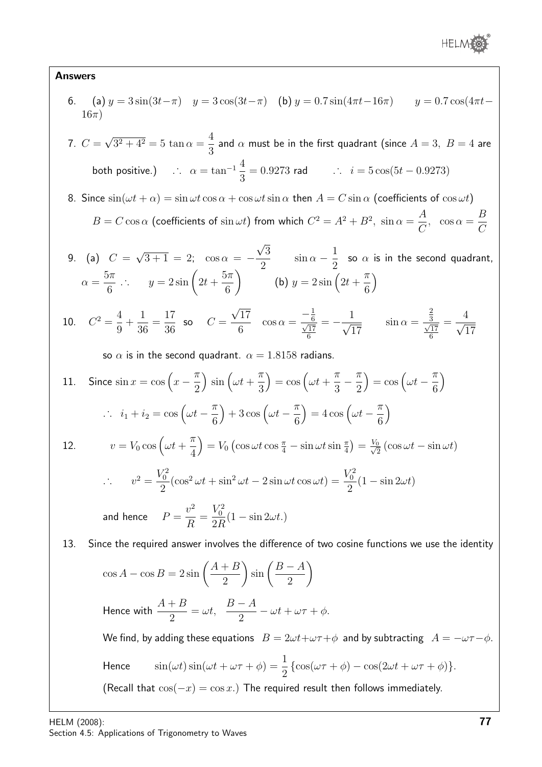**Answers**

6. (a) $y = 3\sin(3t-\pi) \quad y = 3\cos(3t-\pi)$ (b) $y = 0.7\sin(4\pi t - 16\pi) \qquad y = 0.7\cos(4\pi t - 16\pi)$

7. $C = \sqrt{3^2+4^2} = 5$ $\tan\alpha = \dfrac{4}{3}$ and $\alpha$ must be in the first quadrant (since $A = 3,\ B = 4$ are both positive.) $\quad \therefore \quad \alpha = \tan^{-1}\dfrac{4}{3} = 0.9273$ rad $\qquad \therefore \quad i = 5\cos(5t - 0.9273)$

8. Since $\sin(\omega t + \alpha) = \sin\omega t\cos\alpha + \cos\omega t\sin\alpha$ then $A = C\sin\alpha$ (coefficients of $\cos\omega t$)

   $B = C\cos\alpha$ (coefficients of $\sin\omega t$) from which $C^2 = A^2 + B^2,\ \sin\alpha = \dfrac{A}{C},\ \ \cos\alpha = \dfrac{B}{C}$

9. (a) $C = \sqrt{3+1} = 2;\quad \cos\alpha = -\dfrac{\sqrt{3}}{2} \qquad \sin\alpha - \dfrac{1}{2}$ so $\alpha$ is in the second quadrant, $\alpha = \dfrac{5\pi}{6}\ \therefore \qquad y = 2\sin\left(2t + \dfrac{5\pi}{6}\right) \qquad$ (b) $y = 2\sin\left(2t + \dfrac{\pi}{6}\right)$

10. $C^2 = \dfrac{4}{9} + \dfrac{1}{36} = \dfrac{17}{36}$ so $\quad C = \dfrac{\sqrt{17}}{6} \quad \cos\alpha = \dfrac{-\frac{1}{6}}{\frac{\sqrt{17}}{6}} = -\dfrac{1}{\sqrt{17}} \qquad \sin\alpha = \dfrac{\frac{2}{3}}{\frac{\sqrt{17}}{6}} = \dfrac{4}{\sqrt{17}}$

    so $\alpha$ is in the second quadrant. $\alpha = 1.8158$ radians.

11. Since $\sin x = \cos\left(x - \dfrac{\pi}{2}\right)$ $\sin\left(\omega t + \dfrac{\pi}{3}\right) = \cos\left(\omega t + \dfrac{\pi}{3} - \dfrac{\pi}{2}\right) = \cos\left(\omega t - \dfrac{\pi}{6}\right)$

    $$\therefore \quad i_1 + i_2 = \cos\left(\omega t - \frac{\pi}{6}\right) + 3\cos\left(\omega t - \frac{\pi}{6}\right) = 4\cos\left(\omega t - \frac{\pi}{6}\right)$$

12. $$v = V_0\cos\left(\omega t + \frac{\pi}{4}\right) = V_0\left(\cos\omega t\cos\tfrac{\pi}{4} - \sin\omega t\sin\tfrac{\pi}{4}\right) = \tfrac{V_0}{\sqrt{2}}\left(\cos\omega t - \sin\omega t\right)$$

    $$\therefore \qquad v^2 = \frac{V_0^2}{2}(\cos^2\omega t + \sin^2\omega t - 2\sin\omega t\cos\omega t) = \frac{V_0^2}{2}(1 - \sin 2\omega t)$$

    and hence $\quad P = \dfrac{v^2}{R} = \dfrac{V_0^2}{2R}(1 - \sin 2\omega t.)$

13. Since the required answer involves the difference of two cosine functions we use the identity

    $$\cos A - \cos B = 2\sin\left(\frac{A+B}{2}\right)\sin\left(\frac{B-A}{2}\right)$$

    Hence with $\dfrac{A+B}{2} = \omega t,\quad \dfrac{B-A}{2} - \omega t + \omega\tau + \phi.$

    We find, by adding these equations $\ B = 2\omega t + \omega\tau + \phi\ $ and by subtracting $\ A = -\omega\tau - \phi.$

    Hence $\qquad \sin(\omega t)\sin(\omega t + \omega\tau + \phi) = \dfrac{1}{2}\left\{\cos(\omega\tau + \phi) - \cos(2\omega t + \omega\tau + \phi)\right\}.$

    (Recall that $\cos(-x) = \cos x$.) The required result then follows immediately.